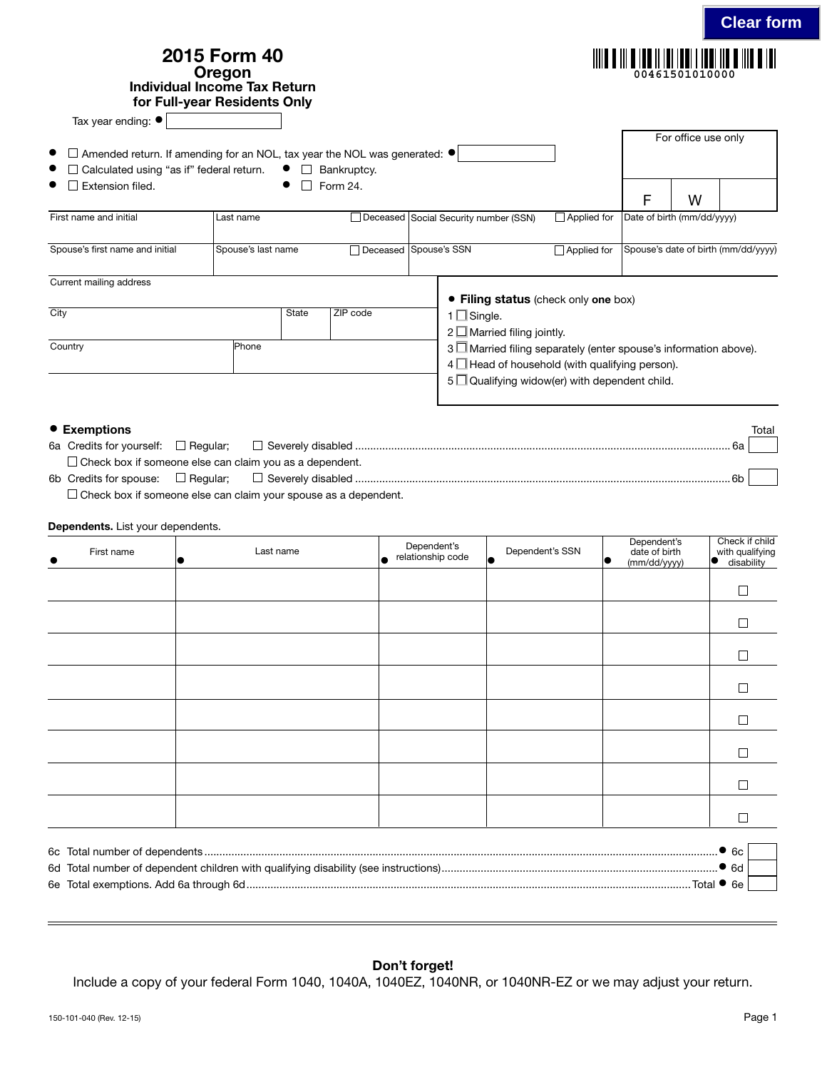Clear form

# 2015 Form 40
## Oregon
### Individual Income Tax Return for Full-year Residents Only

00461501010000

Tax year ending: ●

For office use only

F | W

- ☐ Amended return. If amending for an NOL, tax year the NOL was generated: ●
- ☐ Calculated using "as if" federal return.
- ● ☐ Bankruptcy.
- ☐ Extension filed.
- ● ☐ Form 24.

| First name and initial | Last name | ☐ Deceased | Social Security number (SSN) | ☐ Applied for | Date of birth (mm/dd/yyyy) |
|---|---|---|---|---|---|
| Spouse's first name and initial | Spouse's last name | ☐ Deceased | Spouse's SSN | ☐ Applied for | Spouse's date of birth (mm/dd/yyyy) |

Current mailing address

| City | State | ZIP code |
|---|---|---|
| Country | Phone | |

● **Filing status** (check only **one** box)

1 ☐ Single.
2 ☐ Married filing jointly.
3 ☐ Married filing separately (enter spouse's information above).
4 ☐ Head of household (with qualifying person).
5 ☐ Qualifying widow(er) with dependent child.

● **Exemptions** — Total

6a Credits for yourself: ☐ Regular; ☐ Severely disabled .......... 6a
☐ Check box if someone else can claim you as a dependent.

6b Credits for spouse: ☐ Regular; ☐ Severely disabled .......... 6b
☐ Check box if someone else can claim your spouse as a dependent.

**Dependents.** List your dependents.

| ● First name | ● Last name | ● Dependent's relationship code | ● Dependent's SSN | ● Dependent's date of birth (mm/dd/yyyy) | ● Check if child with qualifying disability |
|---|---|---|---|---|---|
| | | | | | ☐ |
| | | | | | ☐ |
| | | | | | ☐ |
| | | | | | ☐ |
| | | | | | ☐ |
| | | | | | ☐ |
| | | | | | ☐ |
| | | | | | ☐ |

6c Total number of dependents .......... ● 6c
6d Total number of dependent children with qualifying disability (see instructions) .......... ● 6d
6e Total exemptions. Add 6a through 6d .......... Total ● 6e

**Don't forget!**
Include a copy of your federal Form 1040, 1040A, 1040EZ, 1040NR, or 1040NR-EZ or we may adjust your return.

150-101-040 (Rev. 12-15)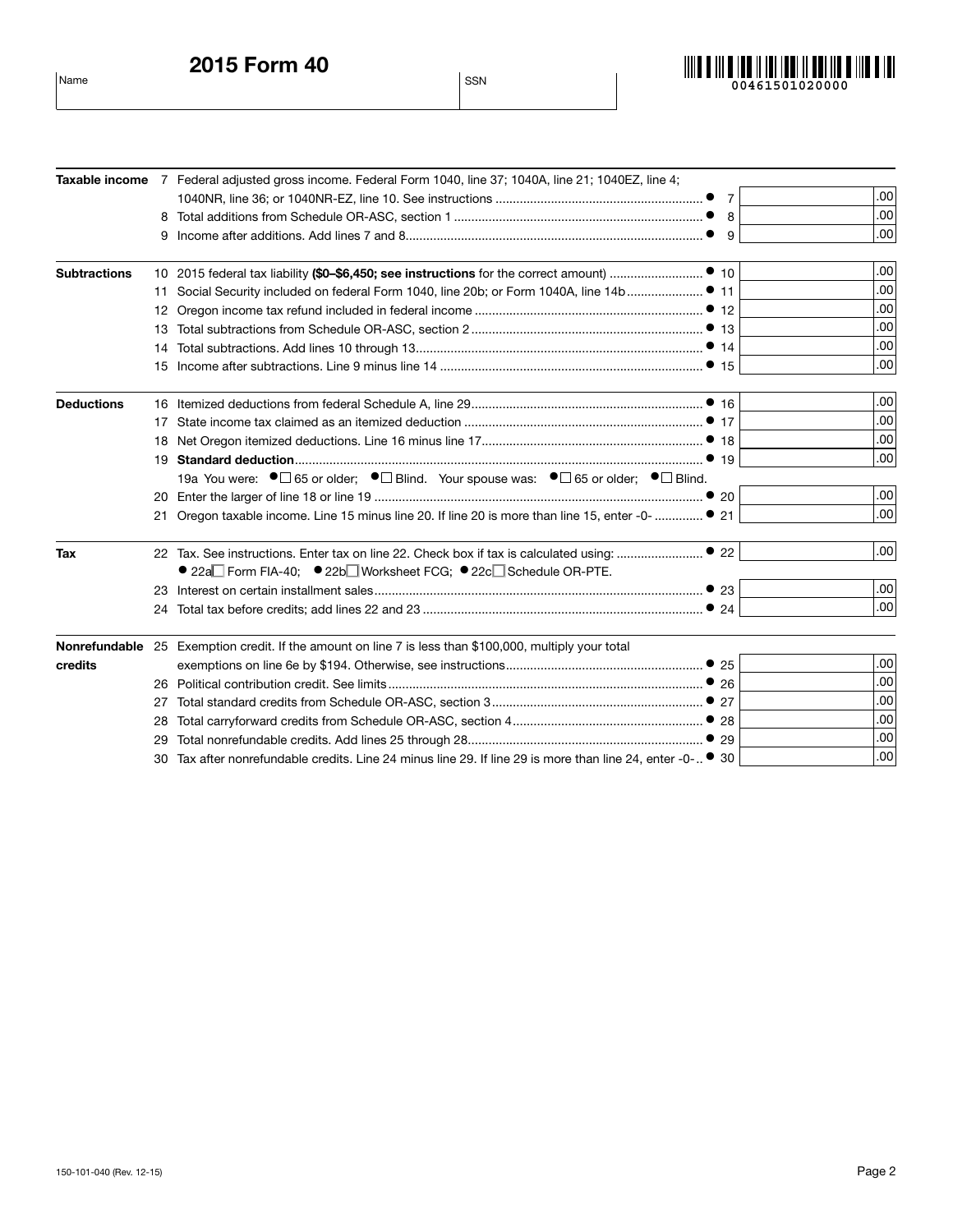# 2015 Form 40

| Name | SSN |
|---|---|
| | |

00461501020000

| Section | Line | Description | Line No. | Amount |
|---|---|---|---|---|
| **Taxable income** | 7 | Federal adjusted gross income. Federal Form 1040, line 37; 1040A, line 21; 1040EZ, line 4; 1040NR, line 36; or 1040NR-EZ, line 10. See instructions | ● 7 | .00 |
| | 8 | Total additions from Schedule OR-ASC, section 1 | ● 8 | .00 |
| | 9 | Income after additions. Add lines 7 and 8 | ● 9 | .00 |
| **Subtractions** | 10 | 2015 federal tax liability **($0–$6,450; see instructions** for the correct amount) | ● 10 | .00 |
| | 11 | Social Security included on federal Form 1040, line 20b; or Form 1040A, line 14b | ● 11 | .00 |
| | 12 | Oregon income tax refund included in federal income | ● 12 | .00 |
| | 13 | Total subtractions from Schedule OR-ASC, section 2 | ● 13 | .00 |
| | 14 | Total subtractions. Add lines 10 through 13 | ● 14 | .00 |
| | 15 | Income after subtractions. Line 9 minus line 14 | ● 15 | .00 |
| **Deductions** | 16 | Itemized deductions from federal Schedule A, line 29 | ● 16 | .00 |
| | 17 | State income tax claimed as an itemized deduction | ● 17 | .00 |
| | 18 | Net Oregon itemized deductions. Line 16 minus line 17 | ● 18 | .00 |
| | 19 | **Standard deduction** | ● 19 | .00 |
| | | 19a You were: ● ☐ 65 or older; ● ☐ Blind. Your spouse was: ● ☐ 65 or older; ● ☐ Blind. | | |
| | 20 | Enter the larger of line 18 or line 19 | ● 20 | .00 |
| | 21 | Oregon taxable income. Line 15 minus line 20. If line 20 is more than line 15, enter -0- | ● 21 | .00 |
| **Tax** | 22 | Tax. See instructions. Enter tax on line 22. Check box if tax is calculated using: ● 22a ☐ Form FIA-40; ● 22b ☐ Worksheet FCG; ● 22c ☐ Schedule OR-PTE. | ● 22 | .00 |
| | 23 | Interest on certain installment sales | ● 23 | .00 |
| | 24 | Total tax before credits; add lines 22 and 23 | ● 24 | .00 |
| **Nonrefundable credits** | 25 | Exemption credit. If the amount on line 7 is less than $100,000, multiply your total exemptions on line 6e by $194. Otherwise, see instructions | ● 25 | .00 |
| | 26 | Political contribution credit. See limits | ● 26 | .00 |
| | 27 | Total standard credits from Schedule OR-ASC, section 3 | ● 27 | .00 |
| | 28 | Total carryforward credits from Schedule OR-ASC, section 4 | ● 28 | .00 |
| | 29 | Total nonrefundable credits. Add lines 25 through 28 | ● 29 | .00 |
| | 30 | Tax after nonrefundable credits. Line 24 minus line 29. If line 29 is more than line 24, enter -0- | ● 30 | .00 |

150-101-040 (Rev. 12-15)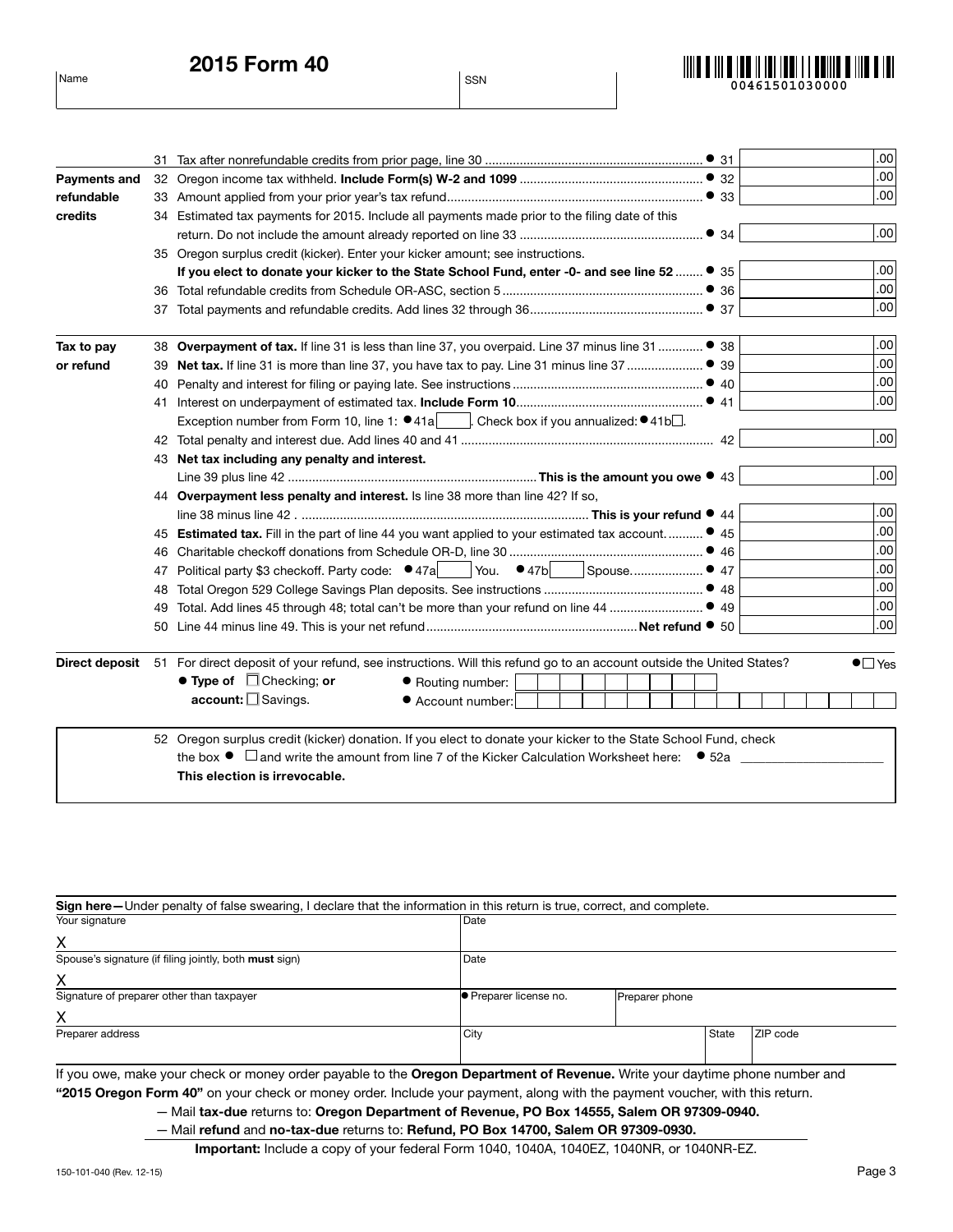# 2015 Form 40

| Name | SSN |
|---|---|
| | |

00461501030000

| Section | Line | Description | | Amount |
|---|---|---|---|---|
| | 31 | Tax after nonrefundable credits from prior page, line 30 | ● 31 | .00 |
| **Payments and refundable credits** | 32 | Oregon income tax withheld. **Include Form(s) W-2 and 1099** | ● 32 | .00 |
| | 33 | Amount applied from your prior year's tax refund | ● 33 | .00 |
| | 34 | Estimated tax payments for 2015. Include all payments made prior to the filing date of this return. Do not include the amount already reported on line 33 | ● 34 | .00 |
| | 35 | Oregon surplus credit (kicker). Enter your kicker amount; see instructions. **If you elect to donate your kicker to the State School Fund, enter -0- and see line 52** | ● 35 | .00 |
| | 36 | Total refundable credits from Schedule OR-ASC, section 5 | ● 36 | .00 |
| | 37 | Total payments and refundable credits. Add lines 32 through 36 | ● 37 | .00 |
| **Tax to pay or refund** | 38 | **Overpayment of tax.** If line 31 is less than line 37, you overpaid. Line 37 minus line 31 | ● 38 | .00 |
| | 39 | **Net tax.** If line 31 is more than line 37, you have tax to pay. Line 31 minus line 37 | ● 39 | .00 |
| | 40 | Penalty and interest for filing or paying late. See instructions | ● 40 | .00 |
| | 41 | Interest on underpayment of estimated tax. **Include Form 10** | ● 41 | .00 |
| | | Exception number from Form 10, line 1: ● 41a ____. Check box if you annualized: ● 41b ☐. | | |
| | 42 | Total penalty and interest due. Add lines 40 and 41 | 42 | .00 |
| | 43 | **Net tax including any penalty and interest.** Line 39 plus line 42 **This is the amount you owe** | ● 43 | .00 |
| | 44 | **Overpayment less penalty and interest.** Is line 38 more than line 42? If so, line 38 minus line 42 **This is your refund** | ● 44 | .00 |
| | 45 | **Estimated tax.** Fill in the part of line 44 you want applied to your estimated tax account | ● 45 | .00 |
| | 46 | Charitable checkoff donations from Schedule OR-D, line 30 | ● 46 | .00 |
| | 47 | Political party $3 checkoff. Party code: ● 47a ____ You. ● 47b ____ Spouse | ● 47 | .00 |
| | 48 | Total Oregon 529 College Savings Plan deposits. See instructions | ● 48 | .00 |
| | 49 | Total. Add lines 45 through 48; total can't be more than your refund on line 44 | ● 49 | .00 |
| | 50 | Line 44 minus line 49. This is your net refund **Net refund** | ● 50 | .00 |

**Direct deposit** 51 For direct deposit of your refund, see instructions. Will this refund go to an account outside the United States? ● ☐ Yes

● **Type of account:** ☐ Checking; **or** ☐ Savings.

● Routing number: ____________________

● Account number: ____________________

52 Oregon surplus credit (kicker) donation. If you elect to donate your kicker to the State School Fund, check the box ● ☐ and write the amount from line 7 of the Kicker Calculation Worksheet here: ● 52a ____________________

**This election is irrevocable.**

**Sign here—**Under penalty of false swearing, I declare that the information in this return is true, correct, and complete.

| | | | | |
|---|---|---|---|---|
| Your signature<br>X | Date | | | |
| Spouse's signature (if filing jointly, both **must** sign)<br>X | Date | | | |
| Signature of preparer other than taxpayer<br>X | ● Preparer license no. | Preparer phone | | |
| Preparer address | City | | State | ZIP code |

If you owe, make your check or money order payable to the **Oregon Department of Revenue.** Write your daytime phone number and **"2015 Oregon Form 40"** on your check or money order. Include your payment, along with the payment voucher, with this return.

— Mail **tax-due** returns to: **Oregon Department of Revenue, PO Box 14555, Salem OR 97309-0940.**

— Mail **refund** and **no-tax-due** returns to: **Refund, PO Box 14700, Salem OR 97309-0930.**

**Important:** Include a copy of your federal Form 1040, 1040A, 1040EZ, 1040NR, or 1040NR-EZ.

150-101-040 (Rev. 12-15)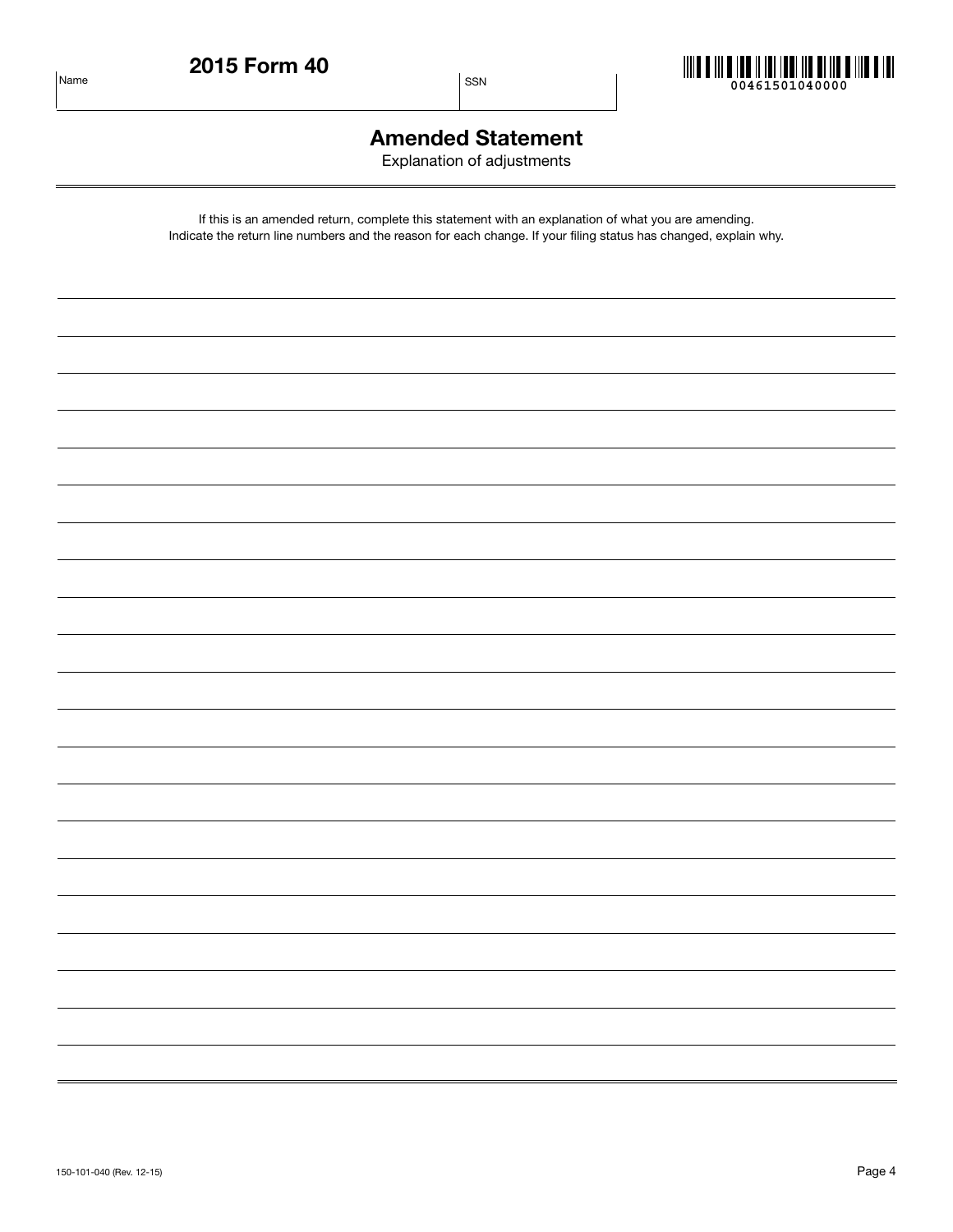# 2015 Form 40

Name | SSN

00461501040000

## Amended Statement

Explanation of adjustments

If this is an amended return, complete this statement with an explanation of what you are amending.
Indicate the return line numbers and the reason for each change. If your filing status has changed, explain why.

150-101-040 (Rev. 12-15)